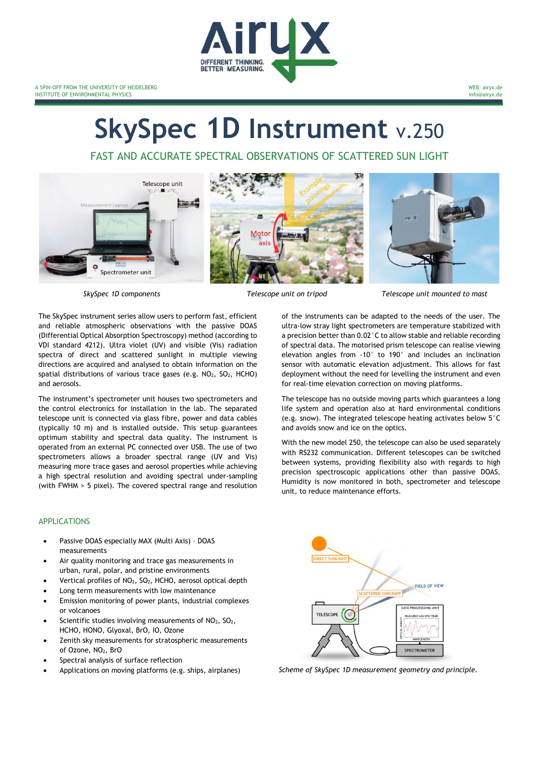A SPIN-OFF FROM THE UNIVERSITY OF HEIDELBERG
INSTITUTE OF ENVIRONMENTAL PHYSICS

WEB: airyx.de
info@airyx.de

# SkySpec 1D Instrument v.250

## FAST AND ACCURATE SPECTRAL OBSERVATIONS OF SCATTERED SUN LIGHT

*SkySpec 1D components*

*Telescope unit on tripod*

*Telescope unit mounted to mast*

The SkySpec instrument series allow users to perform fast, efficient and reliable atmospheric observations with the passive DOAS (Differential Optical Absorption Spectroscopy) method (according to VDI standard 4212). Ultra violet (UV) and visible (Vis) radiation spectra of direct and scattered sunlight in multiple viewing directions are acquired and analysed to obtain information on the spatial distributions of various trace gases (e.g. $NO_2$, $SO_2$, HCHO) and aerosols.

The instrument's spectrometer unit houses two spectrometers and the control electronics for installation in the lab. The separated telescope unit is connected via glass fibre, power and data cables (typically 10 m) and is installed outside. This setup guarantees optimum stability and spectral data quality. The instrument is operated from an external PC connected over USB. The use of two spectrometers allows a broader spectral range (UV and Vis) measuring more trace gases and aerosol properties while achieving a high spectral resolution and avoiding spectral under-sampling (with FWHM > 5 pixel). The covered spectral range and resolution of the instruments can be adapted to the needs of the user. The ultra-low stray light spectrometers are temperature stabilized with a precision better than 0.02°C to allow stable and reliable recording of spectral data. The motorised prism telescope can realise viewing elevation angles from -10° to 190° and includes an inclination sensor with automatic elevation adjustment. This allows for fast deployment without the need for levelling the instrument and even for real-time elevation correction on moving platforms.

The telescope has no outside moving parts which guarantees a long life system and operation also at hard environmental conditions (e.g. snow). The integrated telescope heating activates below 5°C and avoids snow and ice on the optics.

With the new model 250, the telescope can also be used separately with RS232 communication. Different telescopes can be switched between systems, providing flexibility also with regards to high precision spectroscopic applications other than passive DOAS. Humidity is now monitored in both, spectrometer and telescope unit, to reduce maintenance efforts.

### APPLICATIONS

- Passive DOAS especially MAX (Multi Axis) – DOAS measurements
- Air quality monitoring and trace gas measurements in urban, rural, polar, and pristine environments
- Vertical profiles of $NO_2$, $SO_2$, HCHO, aerosol optical depth
- Long term measurements with low maintenance
- Emission monitoring of power plants, industrial complexes or volcanoes
- Scientific studies involving measurements of $NO_2$, $SO_2$, HCHO, HONO, Glyoxal, BrO, IO, Ozone
- Zenith sky measurements for stratospheric measurements of Ozone, $NO_2$, BrO
- Spectral analysis of surface reflection
- Applications on moving platforms (e.g. ships, airplanes)

*Scheme of SkySpec 1D measurement geometry and principle.*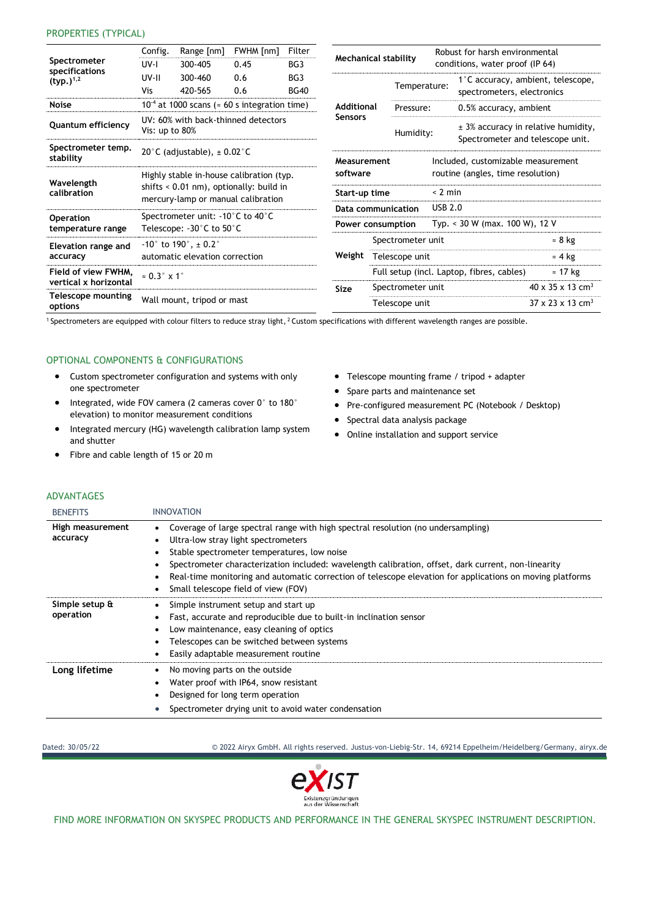## PROPERTIES (TYPICAL)

| | | | | |
|---|---|---|---|---|
| **Spectrometer specifications (typ.)**[1,2] | Config. | Range [nm] | FWHM [nm] | Filter |
| | UV-I | 300-405 | 0.45 | BG3 |
| | UV-II | 300-460 | 0.6 | BG3 |
| | Vis | 420-565 | 0.6 | BG40 |
| **Noise** | $10^{-4}$ at 1000 scans (≈ 60 s integration time) | | | |
| **Quantum efficiency** | UV: 60% with back-thinned detectors Vis: up to 80% | | | |
| **Spectrometer temp. stability** | 20°C (adjustable), ± 0.02°C | | | |
| **Wavelength calibration** | Highly stable in-house calibration (typ. shifts < 0.01 nm), optionally: build in mercury-lamp or manual calibration | | | |
| **Operation temperature range** | Spectrometer unit: -10°C to 40°C Telescope: -30°C to 50°C | | | |
| **Elevation range and accuracy** | -10° to 190°, ± 0.2° automatic elevation correction | | | |
| **Field of view FWHM, vertical x horizontal** | ≈ 0.3° x 1° | | | |
| **Telescope mounting options** | Wall mount, tripod or mast | | | |

| | | |
|---|---|---|
| **Mechanical stability** | Robust for harsh environmental conditions, water proof (IP 64) | |
| **Additional Sensors** | Temperature: | 1°C accuracy, ambient, telescope, spectrometers, electronics |
| | Pressure: | 0.5% accuracy, ambient |
| | Humidity: | ± 3% accuracy in relative humidity, Spectrometer and telescope unit. |
| **Measurement software** | Included, customizable measurement routine (angles, time resolution) | |
| **Start-up time** | < 2 min | |
| **Data communication** | USB 2.0 | |
| **Power consumption** | Typ. < 30 W (max. 100 W), 12 V | |
| **Weight** | Spectrometer unit | ≈ 8 kg |
| | Telescope unit | ≈ 4 kg |
| | Full setup (incl. Laptop, fibres, cables) | ≈ 17 kg |
| **Size** | Spectrometer unit | 40 x 35 x 13 $cm^3$ |
| | Telescope unit | 37 x 23 x 13 $cm^3$ |

[1] Spectrometers are equipped with colour filters to reduce stray light, [2] Custom specifications with different wavelength ranges are possible.

## OPTIONAL COMPONENTS & CONFIGURATIONS

- Custom spectrometer configuration and systems with only one spectrometer
- Integrated, wide FOV camera (2 cameras cover 0° to 180° elevation) to monitor measurement conditions
- Integrated mercury (HG) wavelength calibration lamp system and shutter
- Fibre and cable length of 15 or 20 m
- Telescope mounting frame / tripod + adapter
- Spare parts and maintenance set
- Pre-configured measurement PC (Notebook / Desktop)
- Spectral data analysis package
- Online installation and support service

## ADVANTAGES

| BENEFITS | INNOVATION |
|---|---|
| **High measurement accuracy** | • Coverage of large spectral range with high spectral resolution (no undersampling)<br>• Ultra-low stray light spectrometers<br>• Stable spectrometer temperatures, low noise<br>• Spectrometer characterization included: wavelength calibration, offset, dark current, non-linearity<br>• Real-time monitoring and automatic correction of telescope elevation for applications on moving platforms<br>• Small telescope field of view (FOV) |
| **Simple setup & operation** | • Simple instrument setup and start up<br>• Fast, accurate and reproducible due to built-in inclination sensor<br>• Low maintenance, easy cleaning of optics<br>• Telescopes can be switched between systems<br>• Easily adaptable measurement routine |
| **Long lifetime** | • No moving parts on the outside<br>• Water proof with IP64, snow resistant<br>• Designed for long term operation<br>• Spectrometer drying unit to avoid water condensation |

Dated: 30/05/22 © 2022 Airyx GmbH. All rights reserved. Justus-von-Liebig-Str. 14, 69214 Eppelheim/Heidelberg/Germany, airyx.de

eXIST Existenzgründungen aus der Wissenschaft

FIND MORE INFORMATION ON SKYSPEC PRODUCTS AND PERFORMANCE IN THE GENERAL SKYSPEC INSTRUMENT DESCRIPTION.